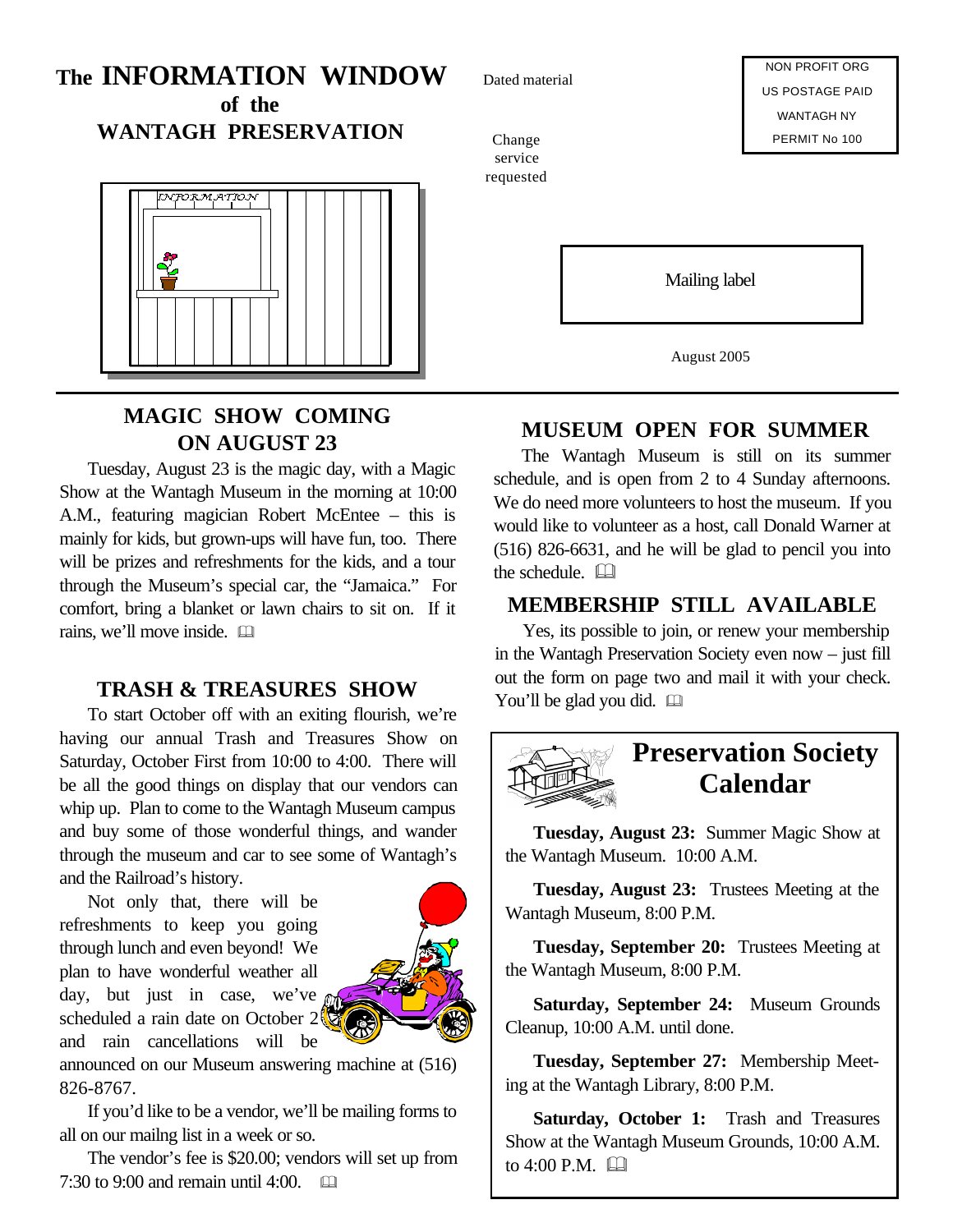# The INFORMATION WINDOW of the WANTAGH PRESERVATION

Dated material

Change service requested

NON PROFIT ORG
US POSTAGE PAID
WANTAGH NY
PERMIT No 100

Mailing label

August 2005

## MAGIC SHOW COMING ON AUGUST 23

Tuesday, August 23 is the magic day, with a Magic Show at the Wantagh Museum in the morning at 10:00 A.M., featuring magician Robert McEntee – this is mainly for kids, but grown-ups will have fun, too. There will be prizes and refreshments for the kids, and a tour through the Museum's special car, the "Jamaica." For comfort, bring a blanket or lawn chairs to sit on. If it rains, we'll move inside.

## TRASH & TREASURES SHOW

To start October off with an exiting flourish, we're having our annual Trash and Treasures Show on Saturday, October First from 10:00 to 4:00. There will be all the good things on display that our vendors can whip up. Plan to come to the Wantagh Museum campus and buy some of those wonderful things, and wander through the museum and car to see some of Wantagh's and the Railroad's history.

Not only that, there will be refreshments to keep you going through lunch and even beyond! We plan to have wonderful weather all day, but just in case, we've scheduled a rain date on October 2 and rain cancellations will be announced on our Museum answering machine at (516) 826-8767.

If you'd like to be a vendor, we'll be mailing forms to all on our mailng list in a week or so.

The vendor's fee is $20.00; vendors will set up from 7:30 to 9:00 and remain until 4:00.

## MUSEUM OPEN FOR SUMMER

The Wantagh Museum is still on its summer schedule, and is open from 2 to 4 Sunday afternoons. We do need more volunteers to host the museum. If you would like to volunteer as a host, call Donald Warner at (516) 826-6631, and he will be glad to pencil you into the schedule.

## MEMBERSHIP STILL AVAILABLE

Yes, its possible to join, or renew your membership in the Wantagh Preservation Society even now – just fill out the form on page two and mail it with your check. You'll be glad you did.

## Preservation Society Calendar

**Tuesday, August 23:** Summer Magic Show at the Wantagh Museum. 10:00 A.M.

**Tuesday, August 23:** Trustees Meeting at the Wantagh Museum, 8:00 P.M.

**Tuesday, September 20:** Trustees Meeting at the Wantagh Museum, 8:00 P.M.

**Saturday, September 24:** Museum Grounds Cleanup, 10:00 A.M. until done.

**Tuesday, September 27:** Membership Meeting at the Wantagh Library, 8:00 P.M.

**Saturday, October 1:** Trash and Treasures Show at the Wantagh Museum Grounds, 10:00 A.M. to 4:00 P.M.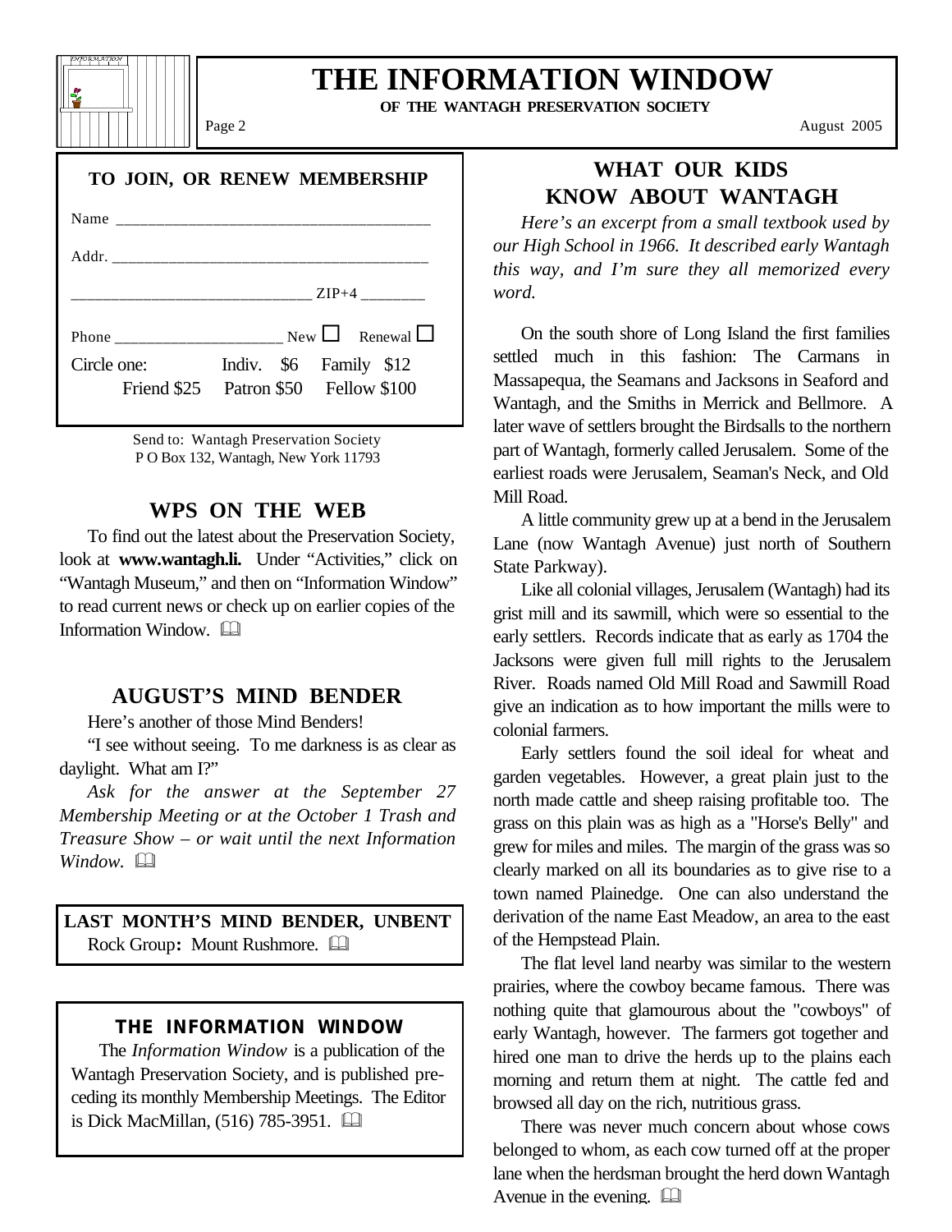# THE INFORMATION WINDOW

**OF THE WANTAGH PRESERVATION SOCIETY**

August 2005

### TO JOIN, OR RENEW MEMBERSHIP

Name ______________________________________

Addr. ______________________________________

______________________________ ZIP+4 ________

Phone ____________________ New ☐ Renewal ☐

Circle one: Indiv. $6 Family $12
Friend $25 Patron $50 Fellow $100

Send to: Wantagh Preservation Society
P O Box 132, Wantagh, New York 11793

## WPS ON THE WEB

To find out the latest about the Preservation Society, look at **www.wantagh.li.** Under "Activities," click on "Wantagh Museum," and then on "Information Window" to read current news or check up on earlier copies of the Information Window. 🕮

## AUGUST'S MIND BENDER

Here's another of those Mind Benders!

"I see without seeing. To me darkness is as clear as daylight. What am I?"

*Ask for the answer at the September 27 Membership Meeting or at the October 1 Trash and Treasure Show – or wait until the next Information Window.* 🕮

**LAST MONTH'S MIND BENDER, UNBENT**
Rock Group**:** Mount Rushmore. 🕮

### THE INFORMATION WINDOW

The *Information Window* is a publication of the Wantagh Preservation Society, and is published preceding its monthly Membership Meetings. The Editor is Dick MacMillan, (516) 785-3951. 🕮

## WHAT OUR KIDS KNOW ABOUT WANTAGH

*Here's an excerpt from a small textbook used by our High School in 1966. It described early Wantagh this way, and I'm sure they all memorized every word.*

On the south shore of Long Island the first families settled much in this fashion: The Carmans in Massapequa, the Seamans and Jacksons in Seaford and Wantagh, and the Smiths in Merrick and Bellmore. A later wave of settlers brought the Birdsalls to the northern part of Wantagh, formerly called Jerusalem. Some of the earliest roads were Jerusalem, Seaman's Neck, and Old Mill Road.

A little community grew up at a bend in the Jerusalem Lane (now Wantagh Avenue) just north of Southern State Parkway).

Like all colonial villages, Jerusalem (Wantagh) had its grist mill and its sawmill, which were so essential to the early settlers. Records indicate that as early as 1704 the Jacksons were given full mill rights to the Jerusalem River. Roads named Old Mill Road and Sawmill Road give an indication as to how important the mills were to colonial farmers.

Early settlers found the soil ideal for wheat and garden vegetables. However, a great plain just to the north made cattle and sheep raising profitable too. The grass on this plain was as high as a "Horse's Belly" and grew for miles and miles. The margin of the grass was so clearly marked on all its boundaries as to give rise to a town named Plainedge. One can also understand the derivation of the name East Meadow, an area to the east of the Hempstead Plain.

The flat level land nearby was similar to the western prairies, where the cowboy became famous. There was nothing quite that glamourous about the "cowboys" of early Wantagh, however. The farmers got together and hired one man to drive the herds up to the plains each morning and return them at night. The cattle fed and browsed all day on the rich, nutritious grass.

There was never much concern about whose cows belonged to whom, as each cow turned off at the proper lane when the herdsman brought the herd down Wantagh Avenue in the evening. 🕮